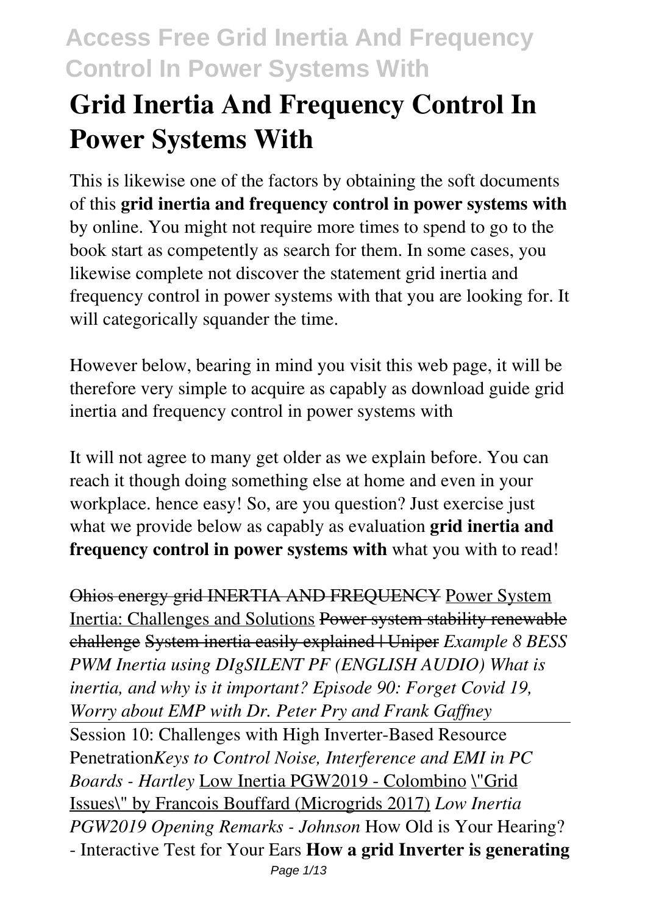# Grid Inertia And Frequency Control In Power Systems With

This is likewise one of the factors by obtaining the soft documents of this **grid inertia and frequency control in power systems with** by online. You might not require more times to spend to go to the book start as competently as search for them. In some cases, you likewise complete not discover the statement grid inertia and frequency control in power systems with that you are looking for. It will categorically squander the time.

However below, bearing in mind you visit this web page, it will be therefore very simple to acquire as capably as download guide grid inertia and frequency control in power systems with

It will not agree to many get older as we explain before. You can reach it though doing something else at home and even in your workplace. hence easy! So, are you question? Just exercise just what we provide below as capably as evaluation **grid inertia and frequency control in power systems with** what you with to read!

~~Ohios energy grid INERTIA AND FREQUENCY~~ Power System Inertia: Challenges and Solutions ~~Power system stability renewable challenge~~ System inertia easily explained | Uniper *Example 8 BESS PWM Inertia using DIgSILENT PF (ENGLISH AUDIO) What is inertia, and why is it important? Episode 90: Forget Covid 19, Worry about EMP with Dr. Peter Pry and Frank Gaffney*

Session 10: Challenges with High Inverter-Based Resource Penetration *Keys to Control Noise, Interference and EMI in PC Boards - Hartley* Low Inertia PGW2019 - Colombino "Grid Issues" by Francois Bouffard (Microgrids 2017) *Low Inertia PGW2019 Opening Remarks - Johnson* How Old is Your Hearing? - Interactive Test for Your Ears **How a grid Inverter is generating**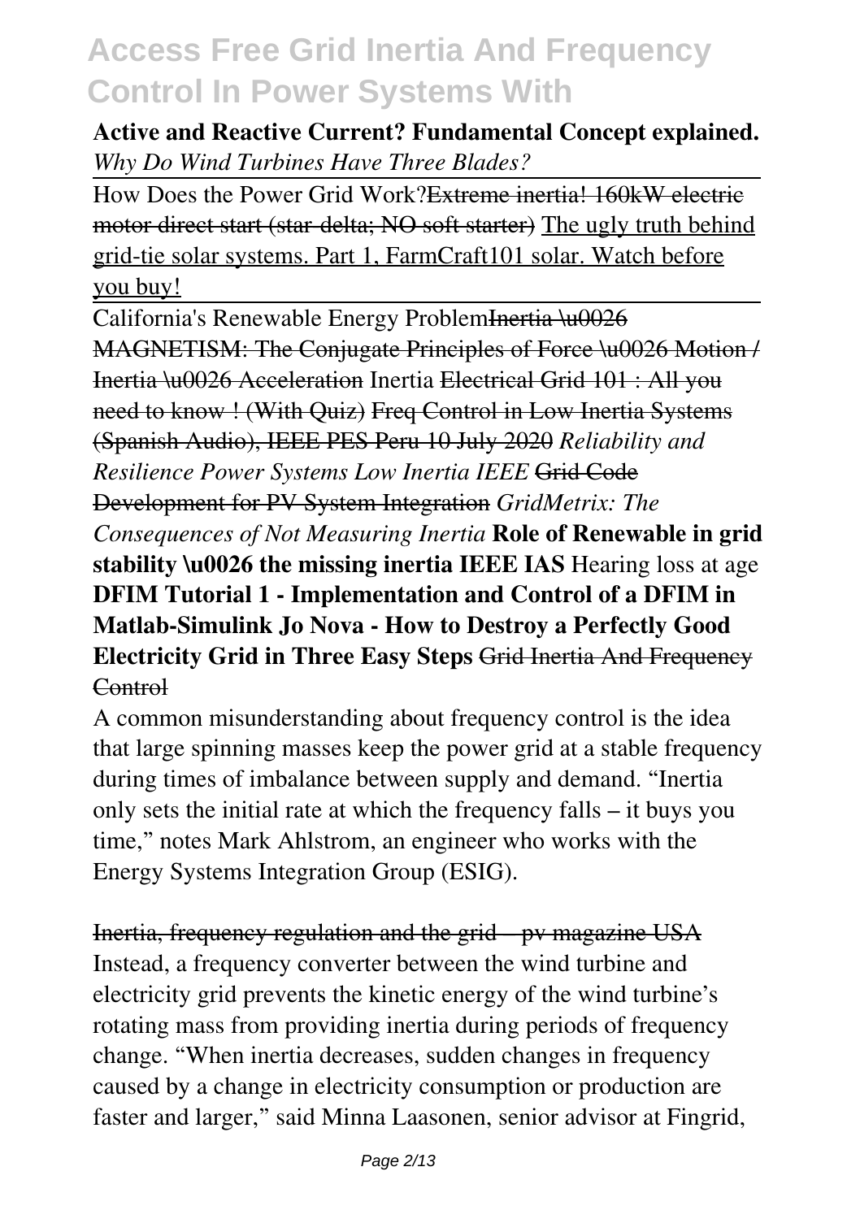**Active and Reactive Current? Fundamental Concept explained.** *Why Do Wind Turbines Have Three Blades?*

How Does the Power Grid Work?~~Extreme inertia! 160kW electric motor direct start (star-delta; NO soft starter)~~ The ugly truth behind grid-tie solar systems. Part 1, FarmCraft101 solar. Watch before you buy!

California's Renewable Energy Problem~~Inertia \u0026 MAGNETISM: The Conjugate Principles of Force \u0026 Motion / Inertia \u0026 Acceleration~~ Inertia ~~Electrical Grid 101 : All you need to know ! (With Quiz)~~ ~~Freq Control in Low Inertia Systems (Spanish Audio), IEEE PES Peru 10 July 2020~~ *Reliability and Resilience Power Systems Low Inertia IEEE* ~~Grid Code Development for PV System Integration~~ *GridMetrix: The Consequences of Not Measuring Inertia* **Role of Renewable in grid stability \u0026 the missing inertia IEEE IAS** Hearing loss at age **DFIM Tutorial 1 - Implementation and Control of a DFIM in Matlab-Simulink Jo Nova - How to Destroy a Perfectly Good Electricity Grid in Three Easy Steps** ~~Grid Inertia And Frequency Control~~

A common misunderstanding about frequency control is the idea that large spinning masses keep the power grid at a stable frequency during times of imbalance between supply and demand. “Inertia only sets the initial rate at which the frequency falls – it buys you time,” notes Mark Ahlstrom, an engineer who works with the Energy Systems Integration Group (ESIG).

~~Inertia, frequency regulation and the grid – pv magazine USA~~

Instead, a frequency converter between the wind turbine and electricity grid prevents the kinetic energy of the wind turbine's rotating mass from providing inertia during periods of frequency change. “When inertia decreases, sudden changes in frequency caused by a change in electricity consumption or production are faster and larger,” said Minna Laasonen, senior advisor at Fingrid,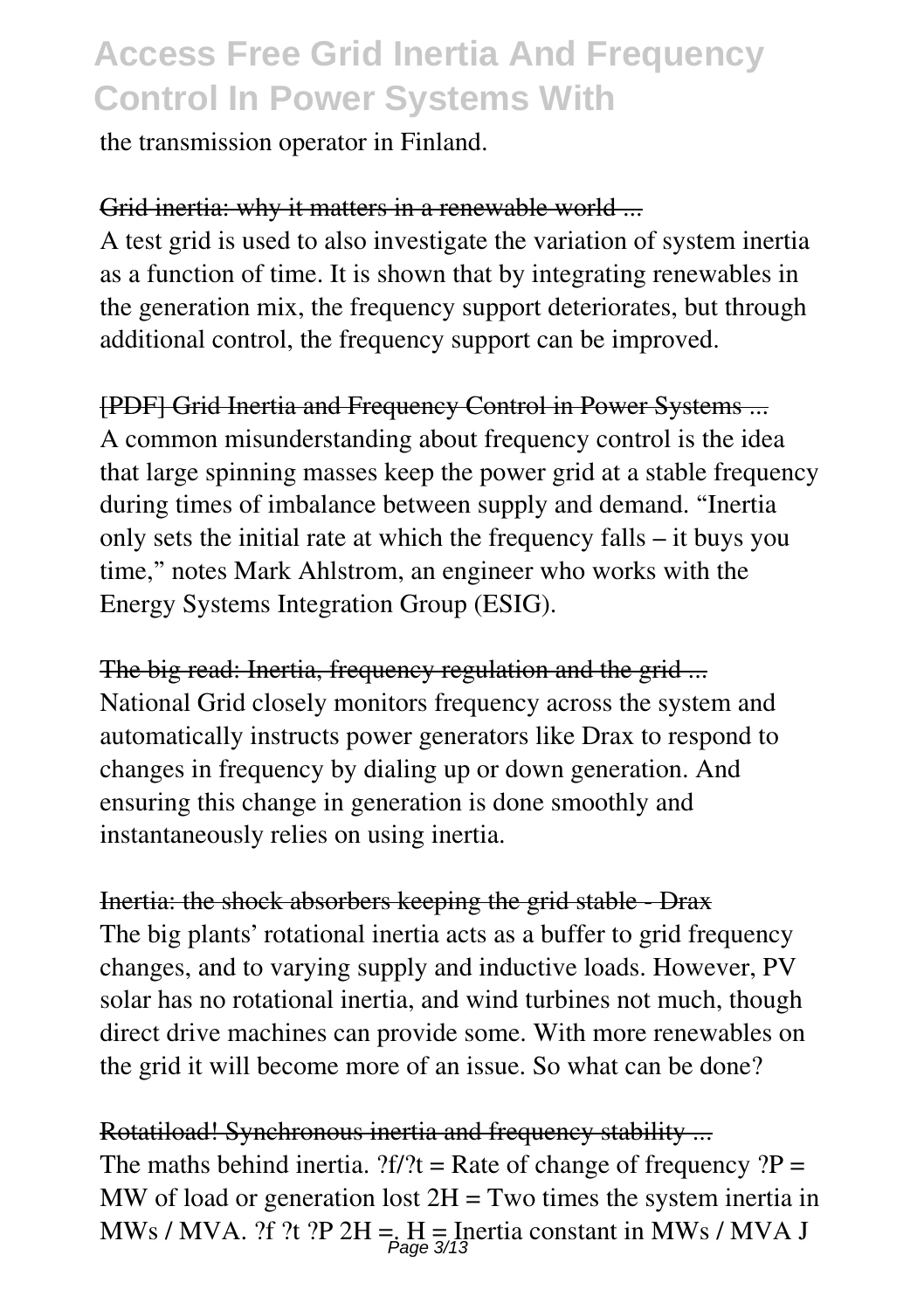the transmission operator in Finland.

Grid inertia: why it matters in a renewable world ...

A test grid is used to also investigate the variation of system inertia as a function of time. It is shown that by integrating renewables in the generation mix, the frequency support deteriorates, but through additional control, the frequency support can be improved.

[PDF] Grid Inertia and Frequency Control in Power Systems ...

A common misunderstanding about frequency control is the idea that large spinning masses keep the power grid at a stable frequency during times of imbalance between supply and demand. "Inertia only sets the initial rate at which the frequency falls – it buys you time," notes Mark Ahlstrom, an engineer who works with the Energy Systems Integration Group (ESIG).

The big read: Inertia, frequency regulation and the grid ...

National Grid closely monitors frequency across the system and automatically instructs power generators like Drax to respond to changes in frequency by dialing up or down generation. And ensuring this change in generation is done smoothly and instantaneously relies on using inertia.

Inertia: the shock absorbers keeping the grid stable - Drax

The big plants' rotational inertia acts as a buffer to grid frequency changes, and to varying supply and inductive loads. However, PV solar has no rotational inertia, and wind turbines not much, though direct drive machines can provide some. With more renewables on the grid it will become more of an issue. So what can be done?

Rotatiload! Synchronous inertia and frequency stability ...

The maths behind inertia. ?f/?t = Rate of change of frequency ?P = MW of load or generation lost 2H = Two times the system inertia in MWs / MVA. ?f ?t ?P 2H =. H = Inertia constant in MWs / MVA J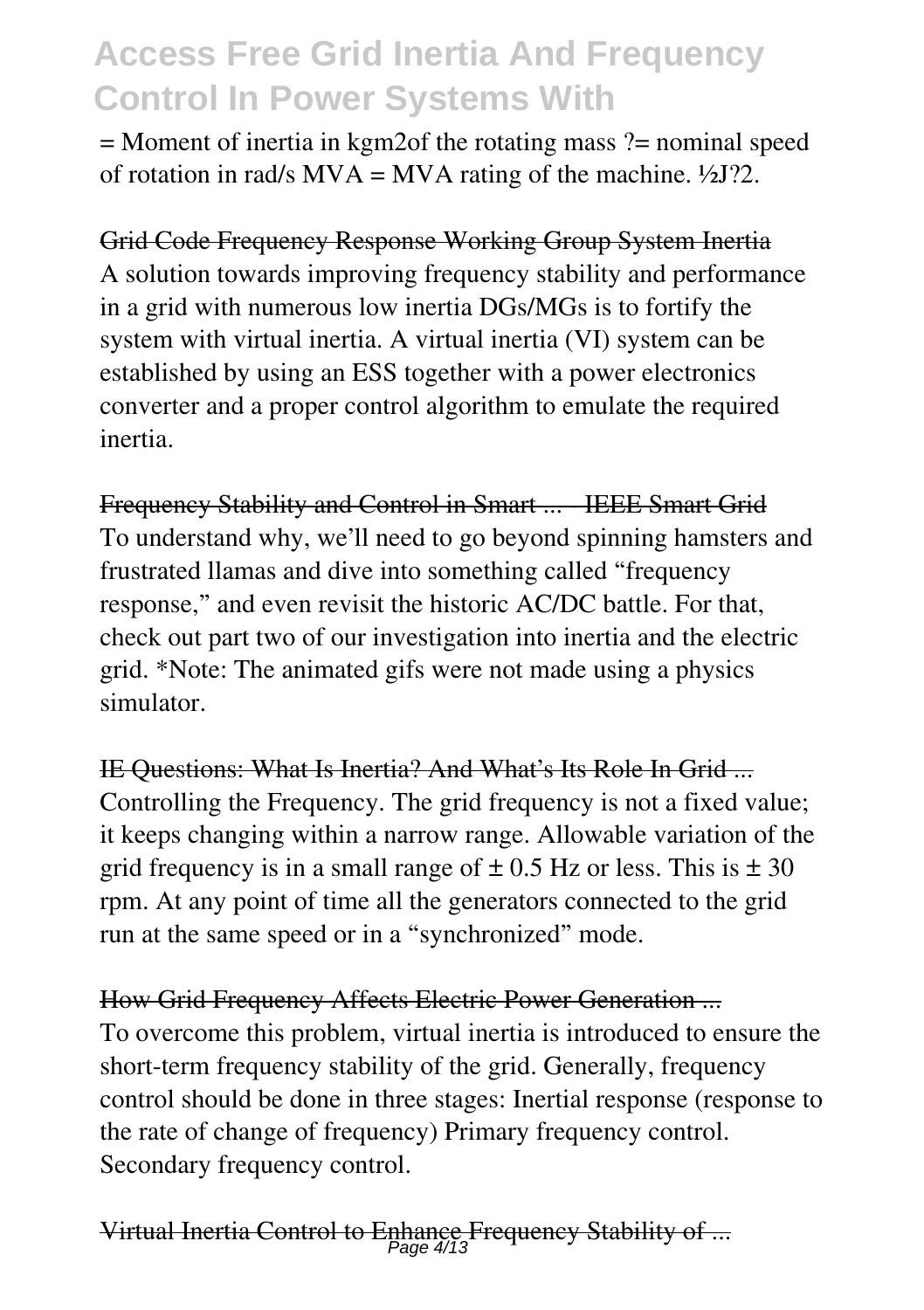= Moment of inertia in kgm2of the rotating mass ?= nominal speed of rotation in rad/s MVA = MVA rating of the machine. ½J?2.

Grid Code Frequency Response Working Group System Inertia
A solution towards improving frequency stability and performance in a grid with numerous low inertia DGs/MGs is to fortify the system with virtual inertia. A virtual inertia (VI) system can be established by using an ESS together with a power electronics converter and a proper control algorithm to emulate the required inertia.

Frequency Stability and Control in Smart ... - IEEE Smart Grid
To understand why, we'll need to go beyond spinning hamsters and frustrated llamas and dive into something called "frequency response," and even revisit the historic AC/DC battle. For that, check out part two of our investigation into inertia and the electric grid. *Note: The animated gifs were not made using a physics simulator.

IE Questions: What Is Inertia? And What's Its Role In Grid ...
Controlling the Frequency. The grid frequency is not a fixed value; it keeps changing within a narrow range. Allowable variation of the grid frequency is in a small range of ± 0.5 Hz or less. This is ± 30 rpm. At any point of time all the generators connected to the grid run at the same speed or in a "synchronized" mode.

How Grid Frequency Affects Electric Power Generation ...
To overcome this problem, virtual inertia is introduced to ensure the short-term frequency stability of the grid. Generally, frequency control should be done in three stages: Inertial response (response to the rate of change of frequency) Primary frequency control. Secondary frequency control.

Virtual Inertia Control to Enhance Frequency Stability of ...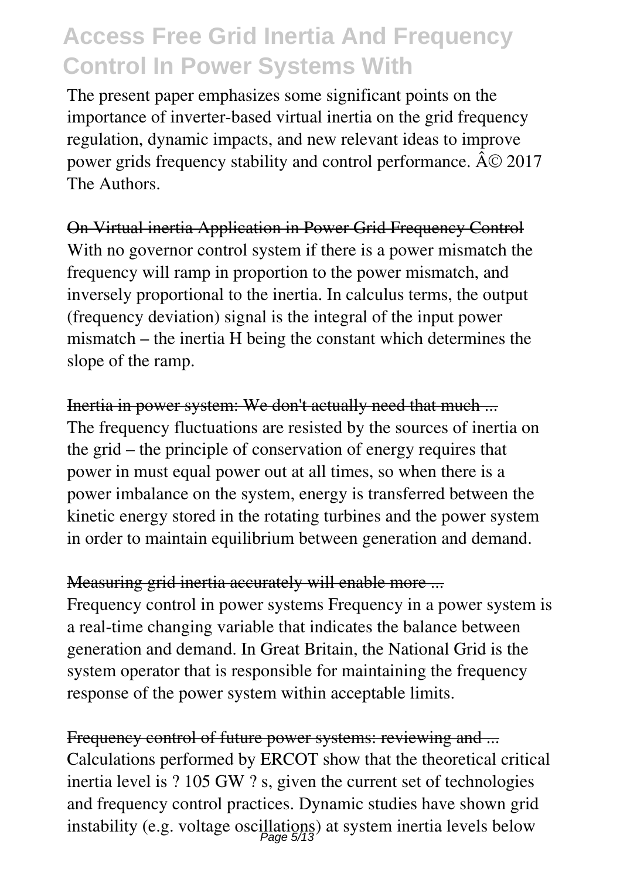The present paper emphasizes some significant points on the importance of inverter-based virtual inertia on the grid frequency regulation, dynamic impacts, and new relevant ideas to improve power grids frequency stability and control performance. Â© 2017 The Authors.

On Virtual inertia Application in Power Grid Frequency Control

With no governor control system if there is a power mismatch the frequency will ramp in proportion to the power mismatch, and inversely proportional to the inertia. In calculus terms, the output (frequency deviation) signal is the integral of the input power mismatch – the inertia H being the constant which determines the slope of the ramp.

Inertia in power system: We don't actually need that much ...

The frequency fluctuations are resisted by the sources of inertia on the grid – the principle of conservation of energy requires that power in must equal power out at all times, so when there is a power imbalance on the system, energy is transferred between the kinetic energy stored in the rotating turbines and the power system in order to maintain equilibrium between generation and demand.

Measuring grid inertia accurately will enable more ...

Frequency control in power systems Frequency in a power system is a real-time changing variable that indicates the balance between generation and demand. In Great Britain, the National Grid is the system operator that is responsible for maintaining the frequency response of the power system within acceptable limits.

Frequency control of future power systems: reviewing and ...

Calculations performed by ERCOT show that the theoretical critical inertia level is ? 105 GW ? s, given the current set of technologies and frequency control practices. Dynamic studies have shown grid instability (e.g. voltage oscillations) at system inertia levels below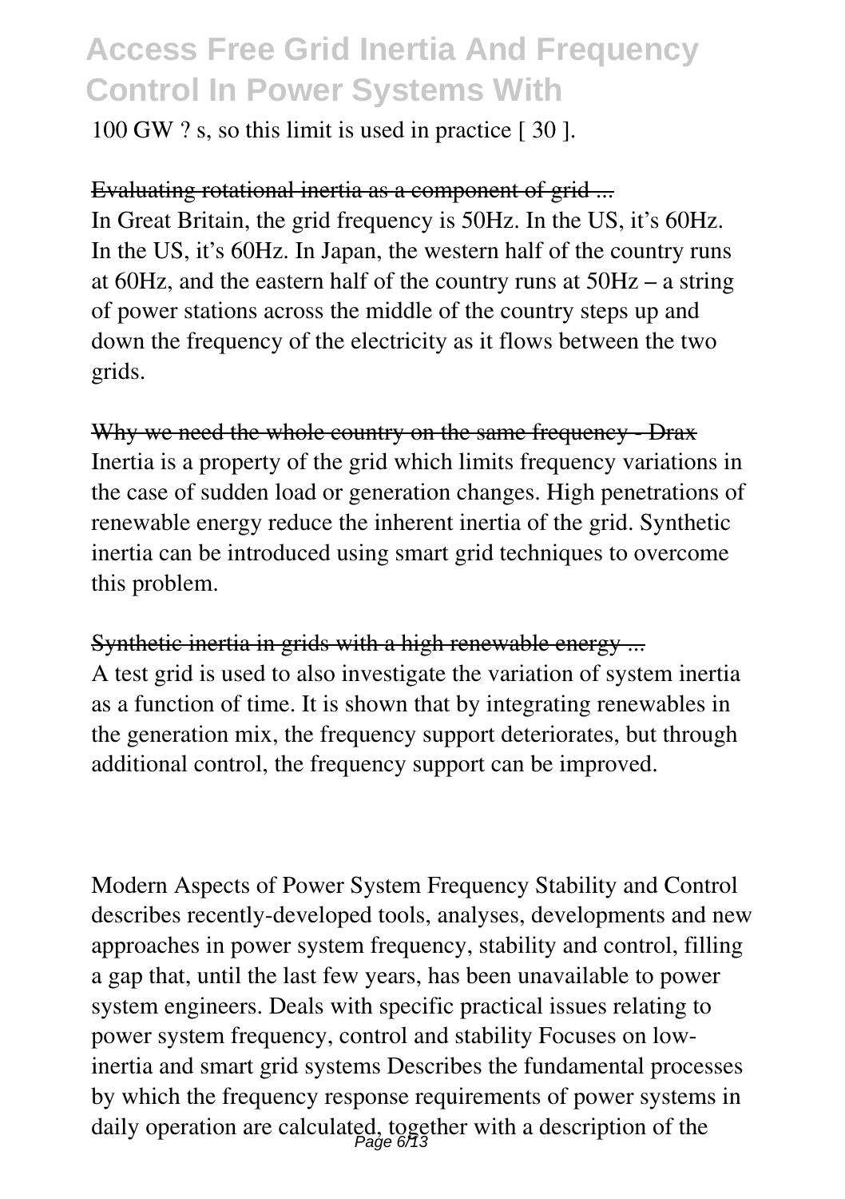100 GW ? s, so this limit is used in practice [ 30 ].

~~Evaluating rotational inertia as a component of grid ...~~

In Great Britain, the grid frequency is 50Hz. In the US, it's 60Hz. In the US, it's 60Hz. In Japan, the western half of the country runs at 60Hz, and the eastern half of the country runs at 50Hz – a string of power stations across the middle of the country steps up and down the frequency of the electricity as it flows between the two grids.

~~Why we need the whole country on the same frequency - Drax~~

Inertia is a property of the grid which limits frequency variations in the case of sudden load or generation changes. High penetrations of renewable energy reduce the inherent inertia of the grid. Synthetic inertia can be introduced using smart grid techniques to overcome this problem.

~~Synthetic inertia in grids with a high renewable energy ...~~

A test grid is used to also investigate the variation of system inertia as a function of time. It is shown that by integrating renewables in the generation mix, the frequency support deteriorates, but through additional control, the frequency support can be improved.

Modern Aspects of Power System Frequency Stability and Control describes recently-developed tools, analyses, developments and new approaches in power system frequency, stability and control, filling a gap that, until the last few years, has been unavailable to power system engineers. Deals with specific practical issues relating to power system frequency, control and stability Focuses on low-inertia and smart grid systems Describes the fundamental processes by which the frequency response requirements of power systems in daily operation are calculated, together with a description of the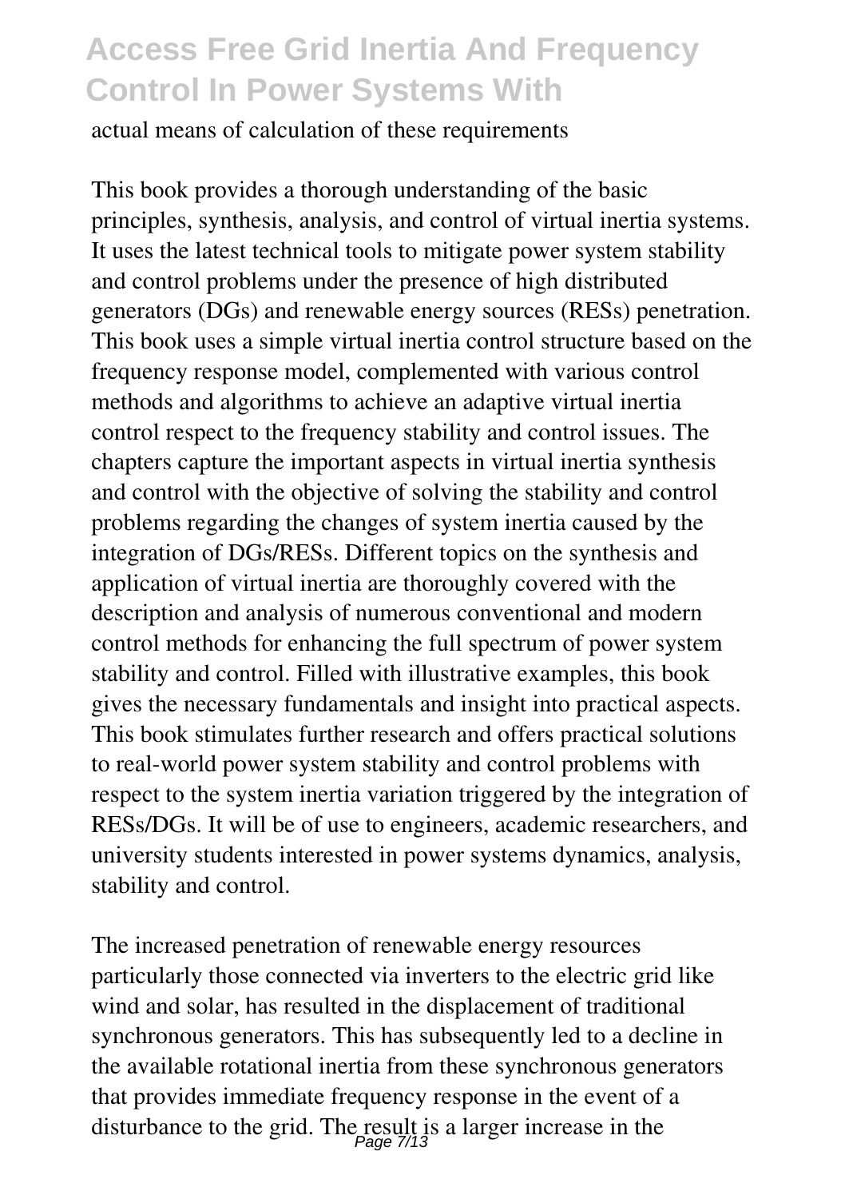actual means of calculation of these requirements

This book provides a thorough understanding of the basic principles, synthesis, analysis, and control of virtual inertia systems. It uses the latest technical tools to mitigate power system stability and control problems under the presence of high distributed generators (DGs) and renewable energy sources (RESs) penetration. This book uses a simple virtual inertia control structure based on the frequency response model, complemented with various control methods and algorithms to achieve an adaptive virtual inertia control respect to the frequency stability and control issues. The chapters capture the important aspects in virtual inertia synthesis and control with the objective of solving the stability and control problems regarding the changes of system inertia caused by the integration of DGs/RESs. Different topics on the synthesis and application of virtual inertia are thoroughly covered with the description and analysis of numerous conventional and modern control methods for enhancing the full spectrum of power system stability and control. Filled with illustrative examples, this book gives the necessary fundamentals and insight into practical aspects. This book stimulates further research and offers practical solutions to real-world power system stability and control problems with respect to the system inertia variation triggered by the integration of RESs/DGs. It will be of use to engineers, academic researchers, and university students interested in power systems dynamics, analysis, stability and control.

The increased penetration of renewable energy resources particularly those connected via inverters to the electric grid like wind and solar, has resulted in the displacement of traditional synchronous generators. This has subsequently led to a decline in the available rotational inertia from these synchronous generators that provides immediate frequency response in the event of a disturbance to the grid. The result is a larger increase in the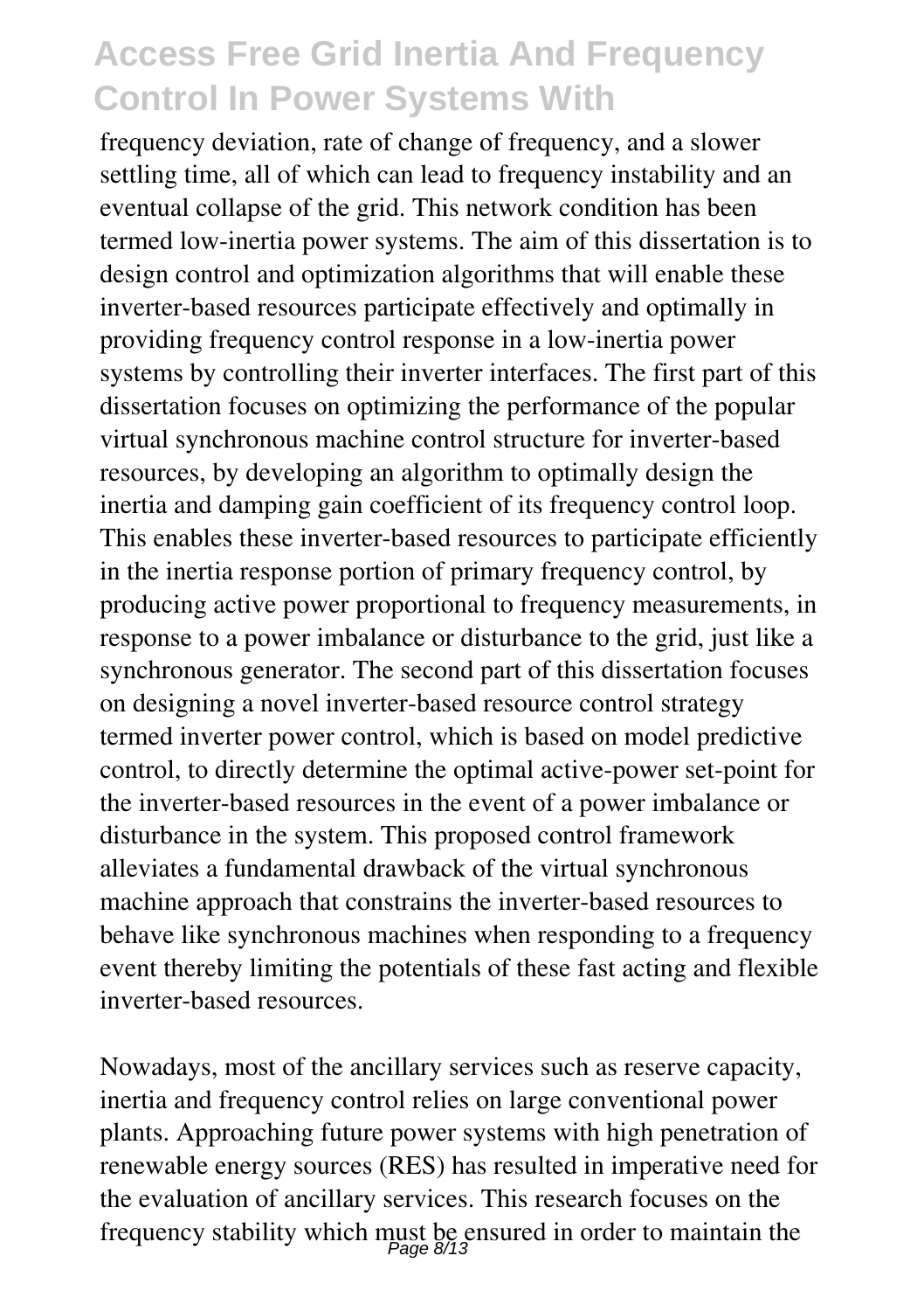frequency deviation, rate of change of frequency, and a slower settling time, all of which can lead to frequency instability and an eventual collapse of the grid. This network condition has been termed low-inertia power systems. The aim of this dissertation is to design control and optimization algorithms that will enable these inverter-based resources participate effectively and optimally in providing frequency control response in a low-inertia power systems by controlling their inverter interfaces. The first part of this dissertation focuses on optimizing the performance of the popular virtual synchronous machine control structure for inverter-based resources, by developing an algorithm to optimally design the inertia and damping gain coefficient of its frequency control loop. This enables these inverter-based resources to participate efficiently in the inertia response portion of primary frequency control, by producing active power proportional to frequency measurements, in response to a power imbalance or disturbance to the grid, just like a synchronous generator. The second part of this dissertation focuses on designing a novel inverter-based resource control strategy termed inverter power control, which is based on model predictive control, to directly determine the optimal active-power set-point for the inverter-based resources in the event of a power imbalance or disturbance in the system. This proposed control framework alleviates a fundamental drawback of the virtual synchronous machine approach that constrains the inverter-based resources to behave like synchronous machines when responding to a frequency event thereby limiting the potentials of these fast acting and flexible inverter-based resources.

Nowadays, most of the ancillary services such as reserve capacity, inertia and frequency control relies on large conventional power plants. Approaching future power systems with high penetration of renewable energy sources (RES) has resulted in imperative need for the evaluation of ancillary services. This research focuses on the frequency stability which must be ensured in order to maintain the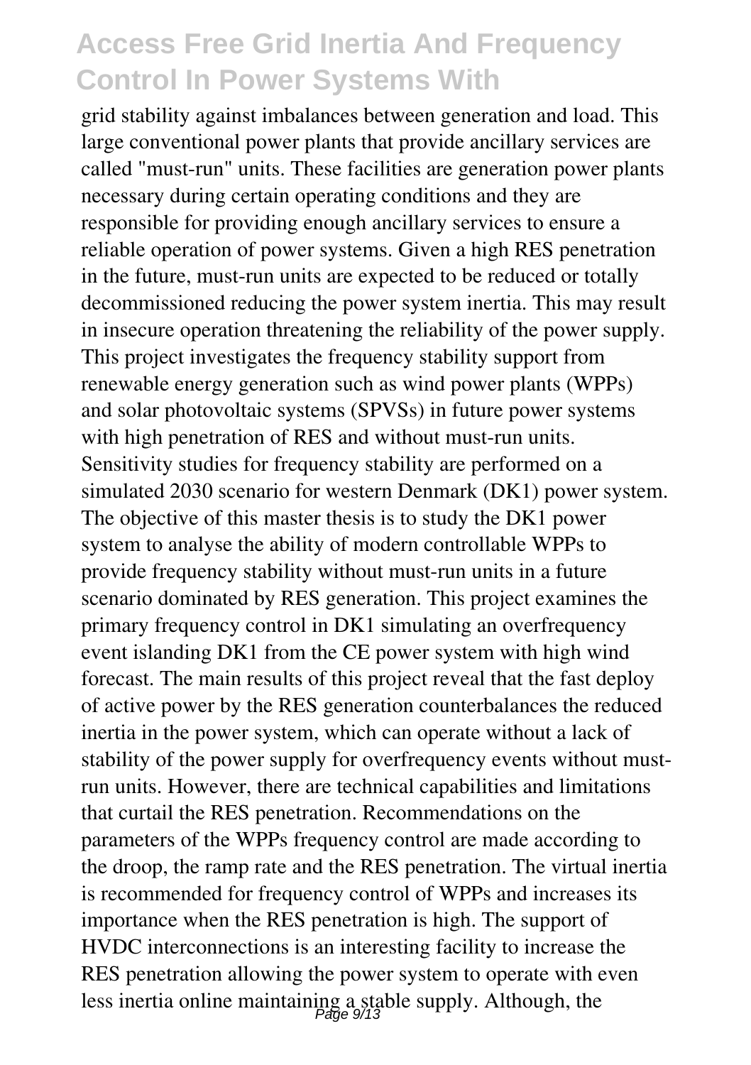grid stability against imbalances between generation and load. This large conventional power plants that provide ancillary services are called "must-run" units. These facilities are generation power plants necessary during certain operating conditions and they are responsible for providing enough ancillary services to ensure a reliable operation of power systems. Given a high RES penetration in the future, must-run units are expected to be reduced or totally decommissioned reducing the power system inertia. This may result in insecure operation threatening the reliability of the power supply. This project investigates the frequency stability support from renewable energy generation such as wind power plants (WPPs) and solar photovoltaic systems (SPVSs) in future power systems with high penetration of RES and without must-run units. Sensitivity studies for frequency stability are performed on a simulated 2030 scenario for western Denmark (DK1) power system. The objective of this master thesis is to study the DK1 power system to analyse the ability of modern controllable WPPs to provide frequency stability without must-run units in a future scenario dominated by RES generation. This project examines the primary frequency control in DK1 simulating an overfrequency event islanding DK1 from the CE power system with high wind forecast. The main results of this project reveal that the fast deploy of active power by the RES generation counterbalances the reduced inertia in the power system, which can operate without a lack of stability of the power supply for overfrequency events without must-run units. However, there are technical capabilities and limitations that curtail the RES penetration. Recommendations on the parameters of the WPPs frequency control are made according to the droop, the ramp rate and the RES penetration. The virtual inertia is recommended for frequency control of WPPs and increases its importance when the RES penetration is high. The support of HVDC interconnections is an interesting facility to increase the RES penetration allowing the power system to operate with even less inertia online maintaining a stable supply. Although, the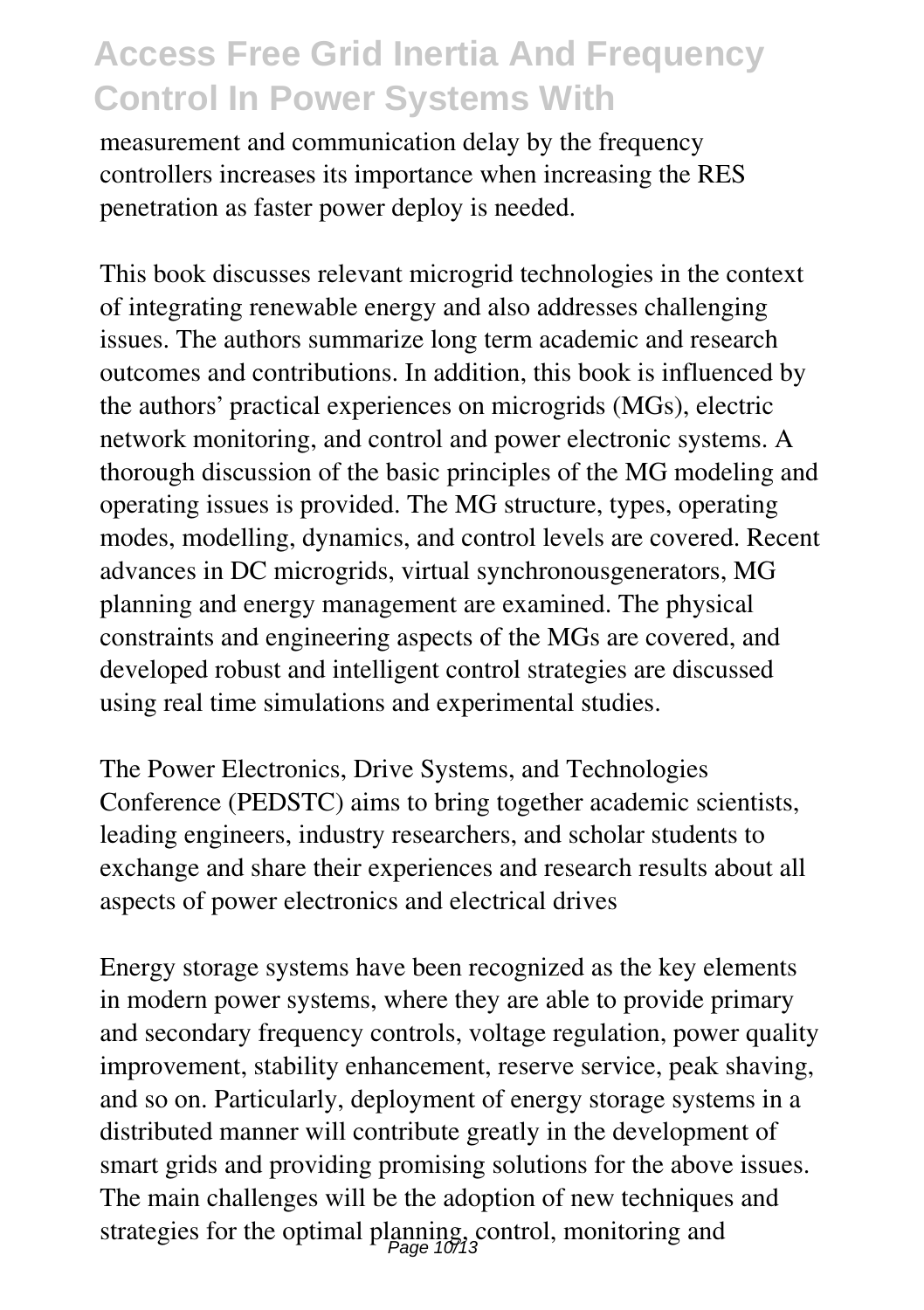measurement and communication delay by the frequency controllers increases its importance when increasing the RES penetration as faster power deploy is needed.

This book discusses relevant microgrid technologies in the context of integrating renewable energy and also addresses challenging issues. The authors summarize long term academic and research outcomes and contributions. In addition, this book is influenced by the authors' practical experiences on microgrids (MGs), electric network monitoring, and control and power electronic systems. A thorough discussion of the basic principles of the MG modeling and operating issues is provided. The MG structure, types, operating modes, modelling, dynamics, and control levels are covered. Recent advances in DC microgrids, virtual synchronousgenerators, MG planning and energy management are examined. The physical constraints and engineering aspects of the MGs are covered, and developed robust and intelligent control strategies are discussed using real time simulations and experimental studies.

The Power Electronics, Drive Systems, and Technologies Conference (PEDSTC) aims to bring together academic scientists, leading engineers, industry researchers, and scholar students to exchange and share their experiences and research results about all aspects of power electronics and electrical drives

Energy storage systems have been recognized as the key elements in modern power systems, where they are able to provide primary and secondary frequency controls, voltage regulation, power quality improvement, stability enhancement, reserve service, peak shaving, and so on. Particularly, deployment of energy storage systems in a distributed manner will contribute greatly in the development of smart grids and providing promising solutions for the above issues. The main challenges will be the adoption of new techniques and strategies for the optimal planning, control, monitoring and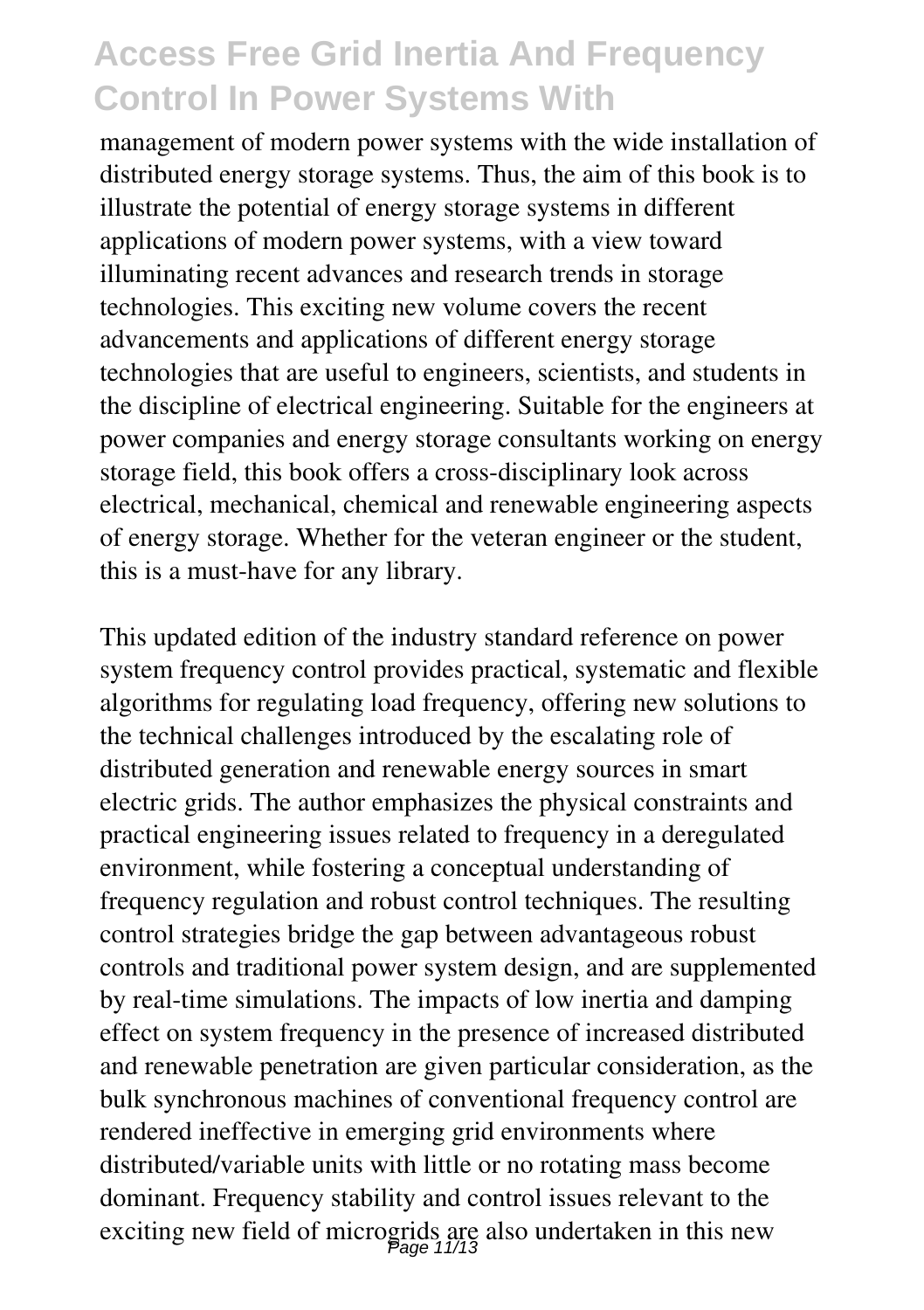management of modern power systems with the wide installation of distributed energy storage systems. Thus, the aim of this book is to illustrate the potential of energy storage systems in different applications of modern power systems, with a view toward illuminating recent advances and research trends in storage technologies. This exciting new volume covers the recent advancements and applications of different energy storage technologies that are useful to engineers, scientists, and students in the discipline of electrical engineering. Suitable for the engineers at power companies and energy storage consultants working on energy storage field, this book offers a cross-disciplinary look across electrical, mechanical, chemical and renewable engineering aspects of energy storage. Whether for the veteran engineer or the student, this is a must-have for any library.

This updated edition of the industry standard reference on power system frequency control provides practical, systematic and flexible algorithms for regulating load frequency, offering new solutions to the technical challenges introduced by the escalating role of distributed generation and renewable energy sources in smart electric grids. The author emphasizes the physical constraints and practical engineering issues related to frequency in a deregulated environment, while fostering a conceptual understanding of frequency regulation and robust control techniques. The resulting control strategies bridge the gap between advantageous robust controls and traditional power system design, and are supplemented by real-time simulations. The impacts of low inertia and damping effect on system frequency in the presence of increased distributed and renewable penetration are given particular consideration, as the bulk synchronous machines of conventional frequency control are rendered ineffective in emerging grid environments where distributed/variable units with little or no rotating mass become dominant. Frequency stability and control issues relevant to the exciting new field of microgrids are also undertaken in this new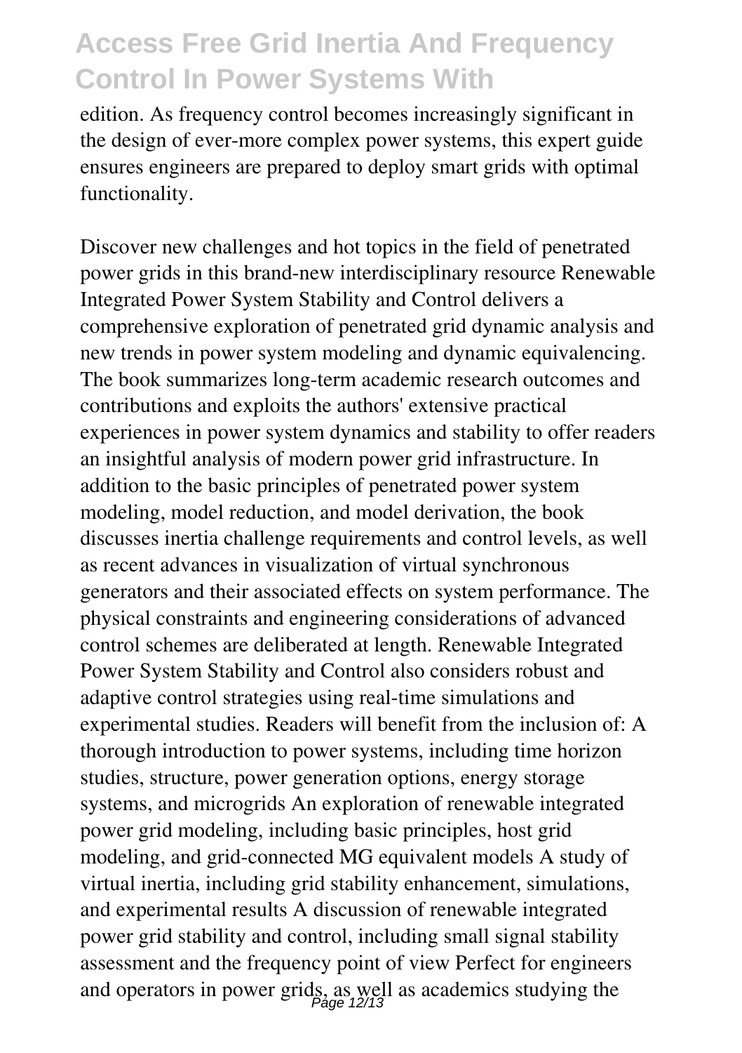edition. As frequency control becomes increasingly significant in the design of ever-more complex power systems, this expert guide ensures engineers are prepared to deploy smart grids with optimal functionality.

Discover new challenges and hot topics in the field of penetrated power grids in this brand-new interdisciplinary resource Renewable Integrated Power System Stability and Control delivers a comprehensive exploration of penetrated grid dynamic analysis and new trends in power system modeling and dynamic equivalencing. The book summarizes long-term academic research outcomes and contributions and exploits the authors' extensive practical experiences in power system dynamics and stability to offer readers an insightful analysis of modern power grid infrastructure. In addition to the basic principles of penetrated power system modeling, model reduction, and model derivation, the book discusses inertia challenge requirements and control levels, as well as recent advances in visualization of virtual synchronous generators and their associated effects on system performance. The physical constraints and engineering considerations of advanced control schemes are deliberated at length. Renewable Integrated Power System Stability and Control also considers robust and adaptive control strategies using real-time simulations and experimental studies. Readers will benefit from the inclusion of: A thorough introduction to power systems, including time horizon studies, structure, power generation options, energy storage systems, and microgrids An exploration of renewable integrated power grid modeling, including basic principles, host grid modeling, and grid-connected MG equivalent models A study of virtual inertia, including grid stability enhancement, simulations, and experimental results A discussion of renewable integrated power grid stability and control, including small signal stability assessment and the frequency point of view Perfect for engineers and operators in power grids, as well as academics studying the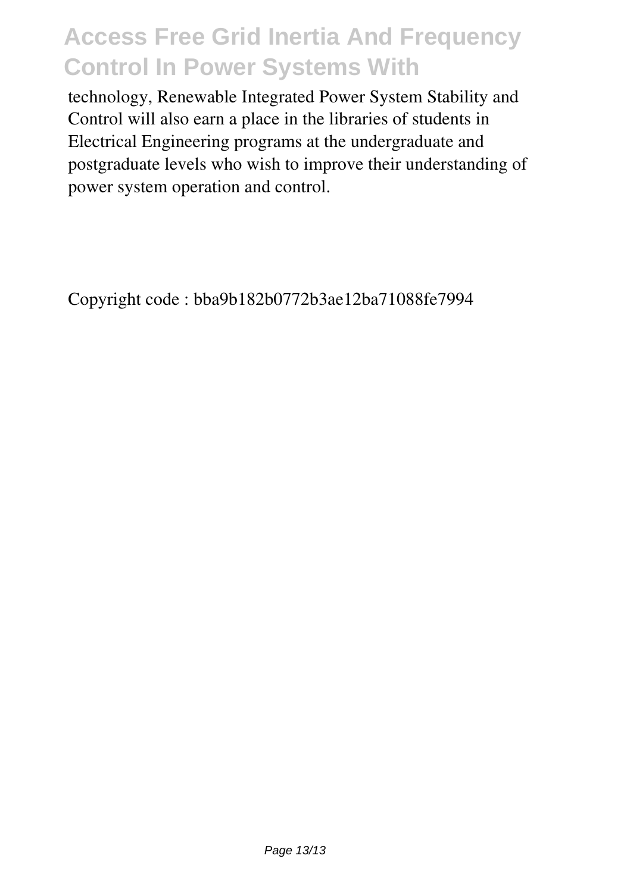technology, Renewable Integrated Power System Stability and Control will also earn a place in the libraries of students in Electrical Engineering programs at the undergraduate and postgraduate levels who wish to improve their understanding of power system operation and control.

Copyright code : bba9b182b0772b3ae12ba71088fe7994